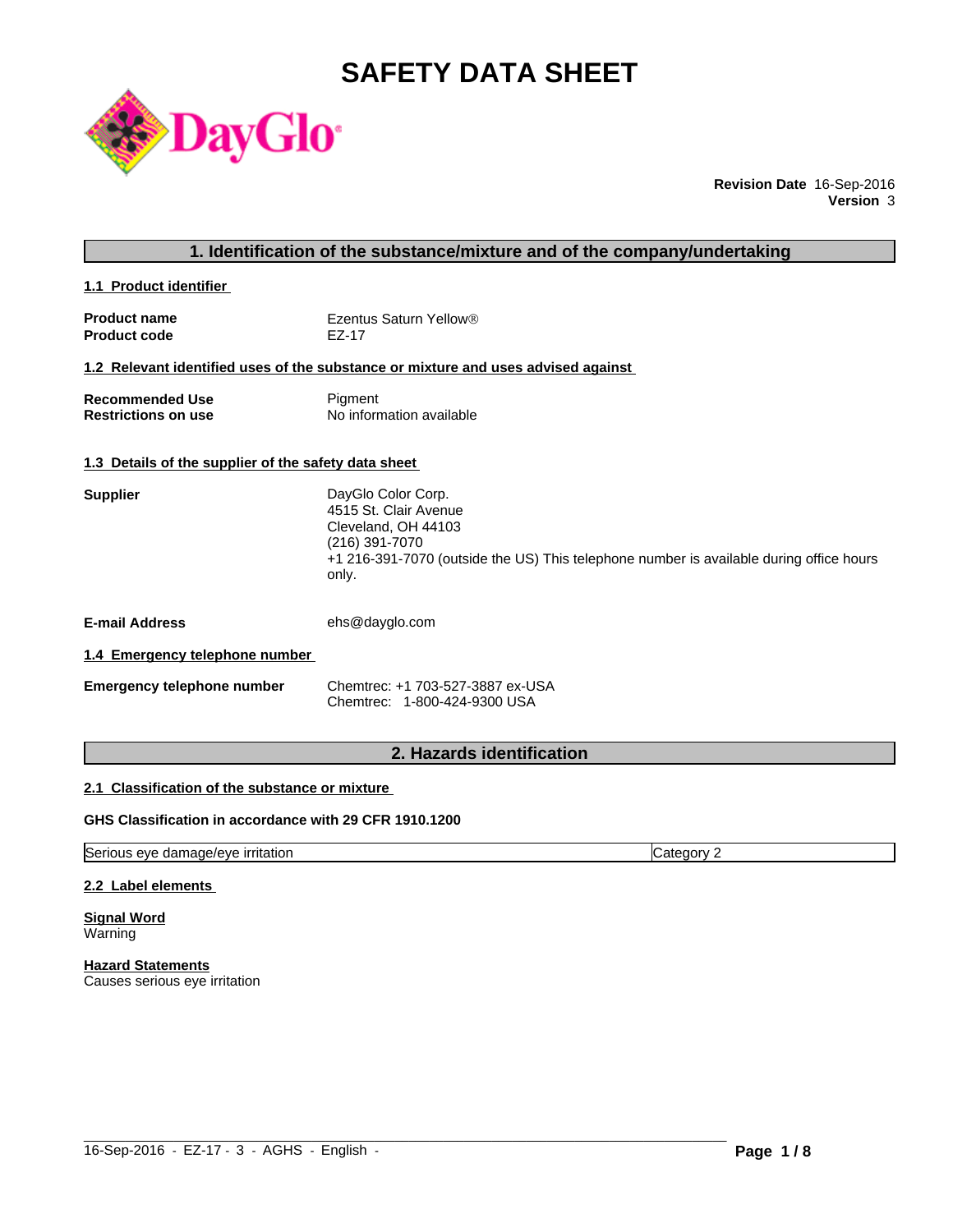# SAFETY DATA SHEET

**Revision Date** 16-Sep-2016
**Version** 3

## 1. Identification of the substance/mixture and of the company/undertaking

### 1.1 Product identifier

| | |
|---|---|
| **Product name** | Ezentus Saturn Yellow® |
| **Product code** | EZ-17 |

### 1.2 Relevant identified uses of the substance or mixture and uses advised against

| | |
|---|---|
| **Recommended Use** | Pigment |
| **Restrictions on use** | No information available |

### 1.3 Details of the supplier of the safety data sheet

**Supplier**

DayGlo Color Corp.
4515 St. Clair Avenue
Cleveland, OH 44103
(216) 391-7070
+1 216-391-7070 (outside the US) This telephone number is available during office hours only.

**E-mail Address** ehs@dayglo.com

### 1.4 Emergency telephone number

**Emergency telephone number**

Chemtrec: +1 703-527-3887 ex-USA
Chemtrec: 1-800-424-9300 USA

## 2. Hazards identification

### 2.1 Classification of the substance or mixture

**GHS Classification in accordance with 29 CFR 1910.1200**

| Hazard class | Category |
|---|---|
| Serious eye damage/eye irritation | Category 2 |

### 2.2 Label elements

**Signal Word**
Warning

**Hazard Statements**
Causes serious eye irritation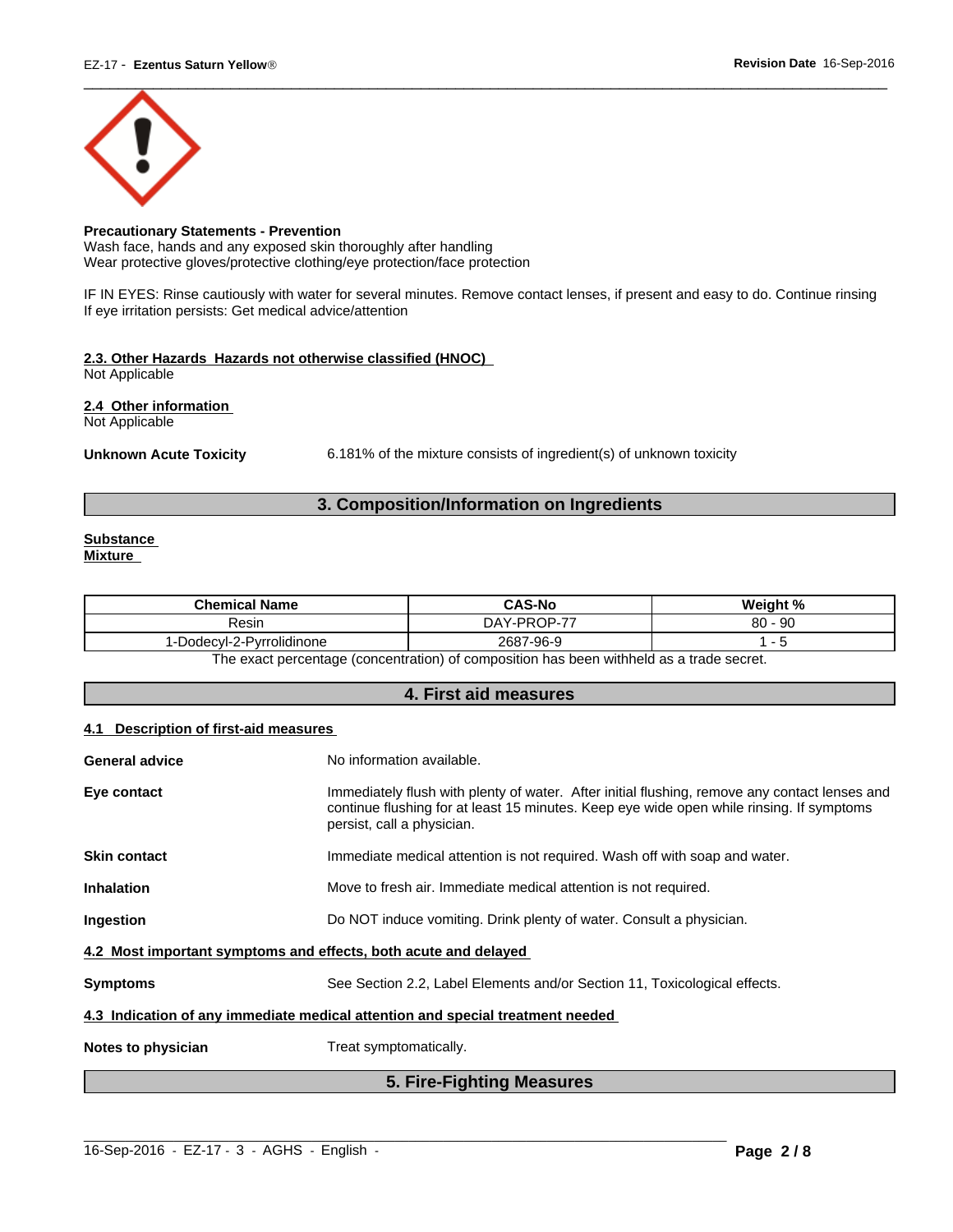**Precautionary Statements - Prevention**
Wash face, hands and any exposed skin thoroughly after handling
Wear protective gloves/protective clothing/eye protection/face protection

IF IN EYES: Rinse cautiously with water for several minutes. Remove contact lenses, if present and easy to do. Continue rinsing
If eye irritation persists: Get medical advice/attention

### 2.3. Other Hazards  Hazards not otherwise classified (HNOC)

Not Applicable

### 2.4  Other information

Not Applicable

**Unknown Acute Toxicity** 6.181% of the mixture consists of ingredient(s) of unknown toxicity

## 3. Composition/Information on Ingredients

**Substance**
**Mixture**

| Chemical Name | CAS-No | Weight % |
|---|---|---|
| Resin | DAY-PROP-77 | 80 - 90 |
| 1-Dodecyl-2-Pyrrolidinone | 2687-96-9 | 1 - 5 |

The exact percentage (concentration) of composition has been withheld as a trade secret.

## 4. First aid measures

### 4.1  Description of first-aid measures

**General advice** No information available.

**Eye contact** Immediately flush with plenty of water. After initial flushing, remove any contact lenses and continue flushing for at least 15 minutes. Keep eye wide open while rinsing. If symptoms persist, call a physician.

**Skin contact** Immediate medical attention is not required. Wash off with soap and water.

**Inhalation** Move to fresh air. Immediate medical attention is not required.

**Ingestion** Do NOT induce vomiting. Drink plenty of water. Consult a physician.

### 4.2  Most important symptoms and effects, both acute and delayed

**Symptoms** See Section 2.2, Label Elements and/or Section 11, Toxicological effects.

### 4.3  Indication of any immediate medical attention and special treatment needed

**Notes to physician** Treat symptomatically.

## 5. Fire-Fighting Measures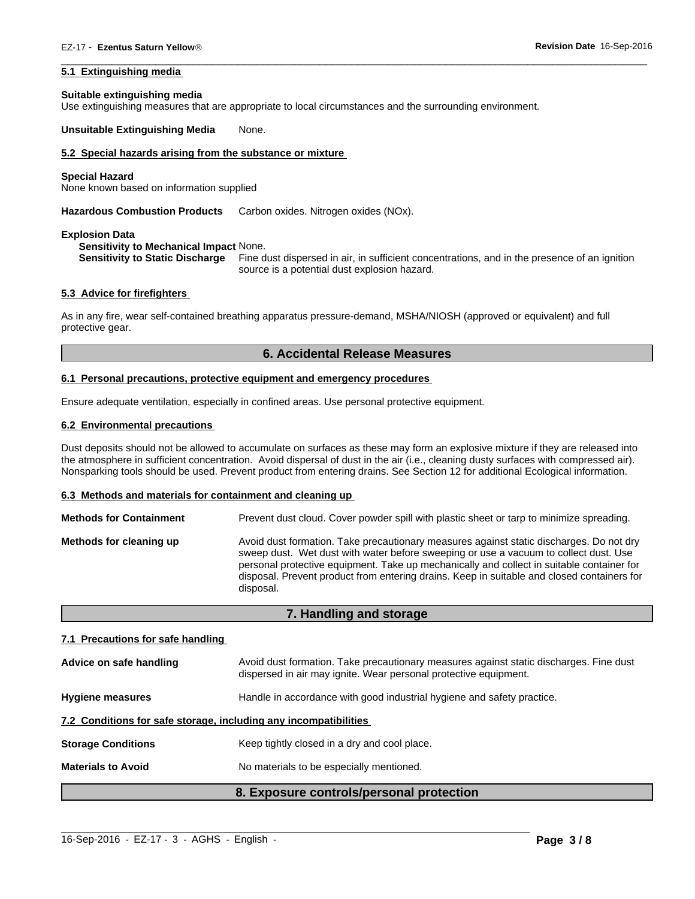### 5.1 Extinguishing media

**Suitable extinguishing media**
Use extinguishing measures that are appropriate to local circumstances and the surrounding environment.

**Unsuitable Extinguishing Media** None.

### 5.2 Special hazards arising from the substance or mixture

**Special Hazard**
None known based on information supplied

**Hazardous Combustion Products** Carbon oxides. Nitrogen oxides (NOx).

**Explosion Data**

**Sensitivity to Mechanical Impact** None.

**Sensitivity to Static Discharge** Fine dust dispersed in air, in sufficient concentrations, and in the presence of an ignition source is a potential dust explosion hazard.

### 5.3 Advice for firefighters

As in any fire, wear self-contained breathing apparatus pressure-demand, MSHA/NIOSH (approved or equivalent) and full protective gear.

## 6. Accidental Release Measures

### 6.1 Personal precautions, protective equipment and emergency procedures

Ensure adequate ventilation, especially in confined areas. Use personal protective equipment.

### 6.2 Environmental precautions

Dust deposits should not be allowed to accumulate on surfaces as these may form an explosive mixture if they are released into the atmosphere in sufficient concentration. Avoid dispersal of dust in the air (i.e., cleaning dusty surfaces with compressed air). Nonsparking tools should be used. Prevent product from entering drains. See Section 12 for additional Ecological information.

### 6.3 Methods and materials for containment and cleaning up

**Methods for Containment** Prevent dust cloud. Cover powder spill with plastic sheet or tarp to minimize spreading.

**Methods for cleaning up** Avoid dust formation. Take precautionary measures against static discharges. Do not dry sweep dust. Wet dust with water before sweeping or use a vacuum to collect dust. Use personal protective equipment. Take up mechanically and collect in suitable container for disposal. Prevent product from entering drains. Keep in suitable and closed containers for disposal.

## 7. Handling and storage

### 7.1 Precautions for safe handling

**Advice on safe handling** Avoid dust formation. Take precautionary measures against static discharges. Fine dust dispersed in air may ignite. Wear personal protective equipment.

**Hygiene measures** Handle in accordance with good industrial hygiene and safety practice.

### 7.2 Conditions for safe storage, including any incompatibilities

**Storage Conditions** Keep tightly closed in a dry and cool place.

**Materials to Avoid** No materials to be especially mentioned.

## 8. Exposure controls/personal protection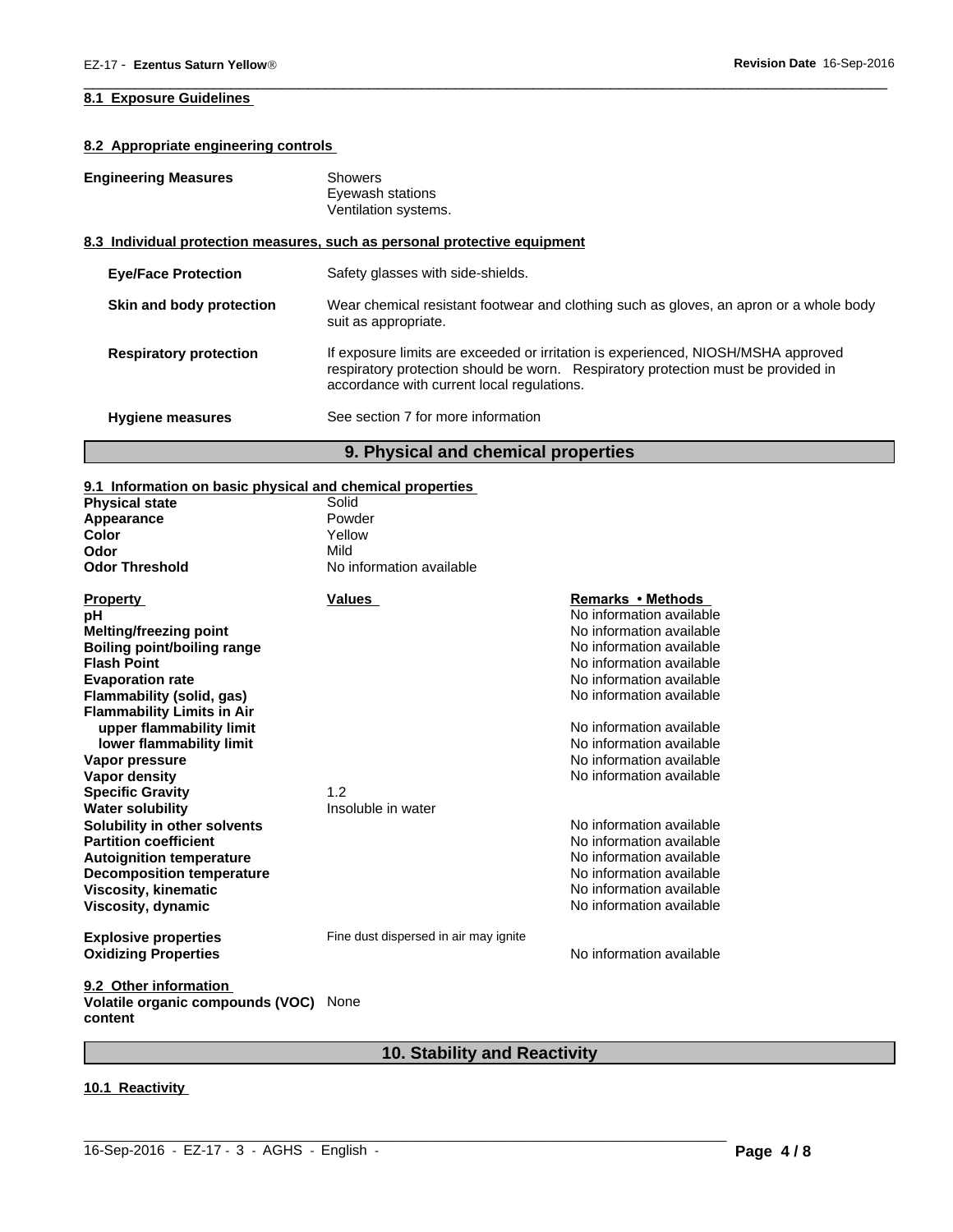### 8.1 Exposure Guidelines

### 8.2 Appropriate engineering controls

**Engineering Measures**

Showers
Eyewash stations
Ventilation systems.

### 8.3 Individual protection measures, such as personal protective equipment

**Eye/Face Protection** Safety glasses with side-shields.

**Skin and body protection** Wear chemical resistant footwear and clothing such as gloves, an apron or a whole body suit as appropriate.

**Respiratory protection** If exposure limits are exceeded or irritation is experienced, NIOSH/MSHA approved respiratory protection should be worn. Respiratory protection must be provided in accordance with current local regulations.

**Hygiene measures** See section 7 for more information

## 9. Physical and chemical properties

### 9.1 Information on basic physical and chemical properties

| | |
|---|---|
| **Physical state** | Solid |
| **Appearance** | Powder |
| **Color** | Yellow |
| **Odor** | Mild |
| **Odor Threshold** | No information available |

| Property | Values | Remarks • Methods |
|---|---|---|
| **pH** | | No information available |
| **Melting/freezing point** | | No information available |
| **Boiling point/boiling range** | | No information available |
| **Flash Point** | | No information available |
| **Evaporation rate** | | No information available |
| **Flammability (solid, gas)** | | No information available |
| **Flammability Limits in Air** | | |
| **upper flammability limit** | | No information available |
| **lower flammability limit** | | No information available |
| **Vapor pressure** | | No information available |
| **Vapor density** | | No information available |
| **Specific Gravity** | 1.2 | |
| **Water solubility** | Insoluble in water | |
| **Solubility in other solvents** | | No information available |
| **Partition coefficient** | | No information available |
| **Autoignition temperature** | | No information available |
| **Decomposition temperature** | | No information available |
| **Viscosity, kinematic** | | No information available |
| **Viscosity, dynamic** | | No information available |
| **Explosive properties** | Fine dust dispersed in air may ignite | |
| **Oxidizing Properties** | | No information available |

### 9.2 Other information

**Volatile organic compounds (VOC) content** None

## 10. Stability and Reactivity

### 10.1 Reactivity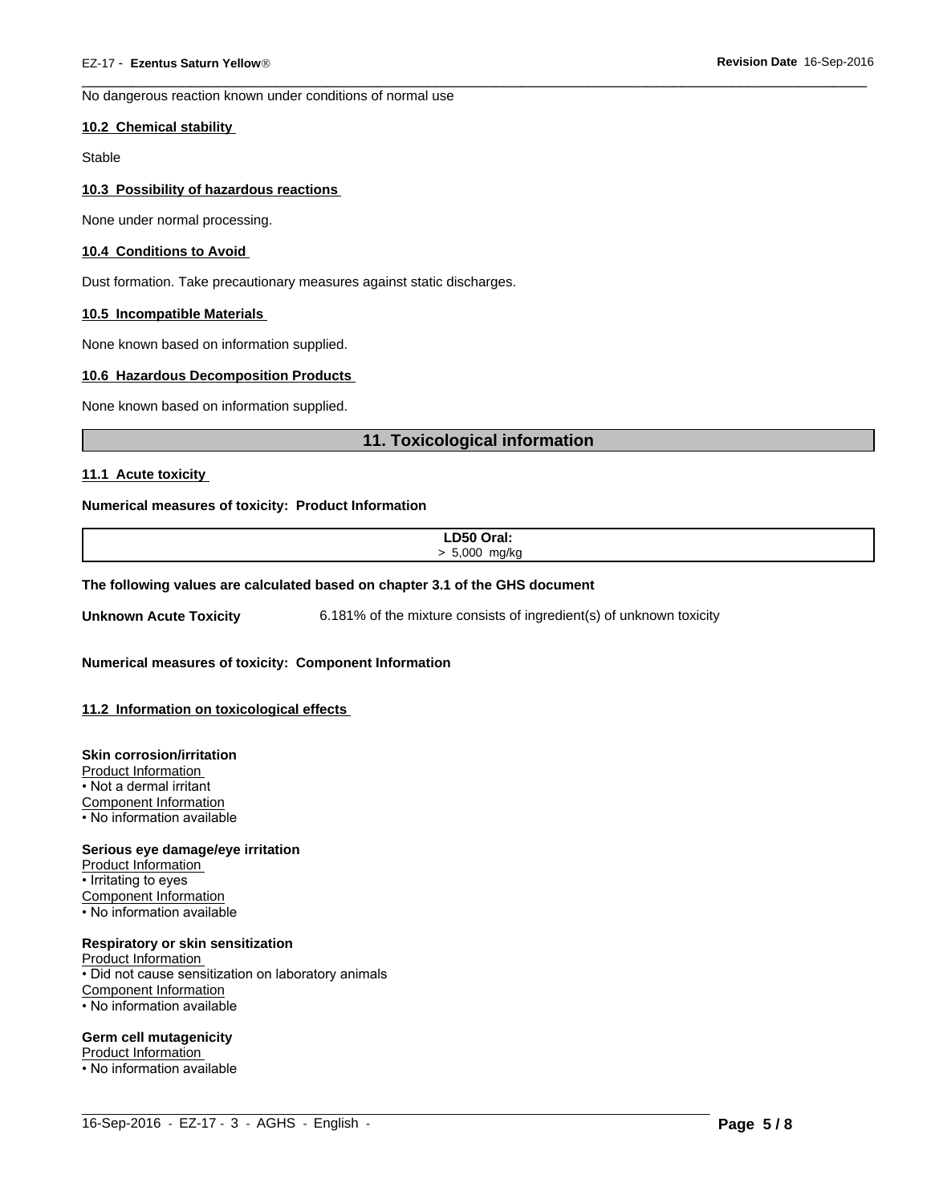No dangerous reaction known under conditions of normal use

### 10.2 Chemical stability

Stable

### 10.3 Possibility of hazardous reactions

None under normal processing.

### 10.4 Conditions to Avoid

Dust formation. Take precautionary measures against static discharges.

### 10.5 Incompatible Materials

None known based on information supplied.

### 10.6 Hazardous Decomposition Products

None known based on information supplied.

## 11. Toxicological information

### 11.1 Acute toxicity

**Numerical measures of toxicity: Product Information**

| LD50 Oral: |
| --- |
| > 5,000 mg/kg |

**The following values are calculated based on chapter 3.1 of the GHS document**

**Unknown Acute Toxicity** 6.181% of the mixture consists of ingredient(s) of unknown toxicity

**Numerical measures of toxicity: Component Information**

### 11.2 Information on toxicological effects

**Skin corrosion/irritation**
Product Information
• Not a dermal irritant
Component Information
• No information available

**Serious eye damage/eye irritation**
Product Information
• Irritating to eyes
Component Information
• No information available

**Respiratory or skin sensitization**
Product Information
• Did not cause sensitization on laboratory animals
Component Information
• No information available

**Germ cell mutagenicity**
Product Information
• No information available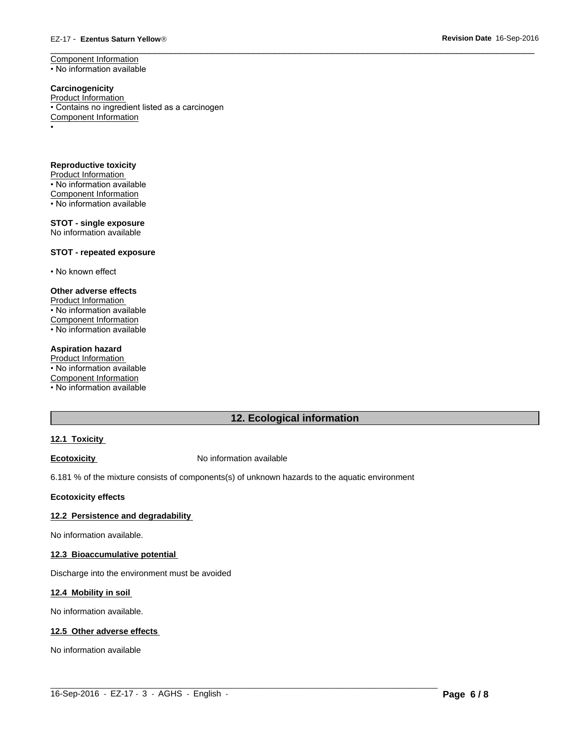Component Information
• No information available

**Carcinogenicity**
Product Information
• Contains no ingredient listed as a carcinogen
Component Information
•

**Reproductive toxicity**
Product Information
• No information available
Component Information
• No information available

**STOT - single exposure**
No information available

**STOT - repeated exposure**

• No known effect

**Other adverse effects**
Product Information
• No information available
Component Information
• No information available

**Aspiration hazard**
Product Information
• No information available
Component Information
• No information available

## 12. Ecological information

### 12.1 Toxicity

**Ecotoxicity** No information available

6.181 % of the mixture consists of components(s) of unknown hazards to the aquatic environment

**Ecotoxicity effects**

### 12.2 Persistence and degradability

No information available.

### 12.3 Bioaccumulative potential

Discharge into the environment must be avoided

### 12.4 Mobility in soil

No information available.

### 12.5 Other adverse effects

No information available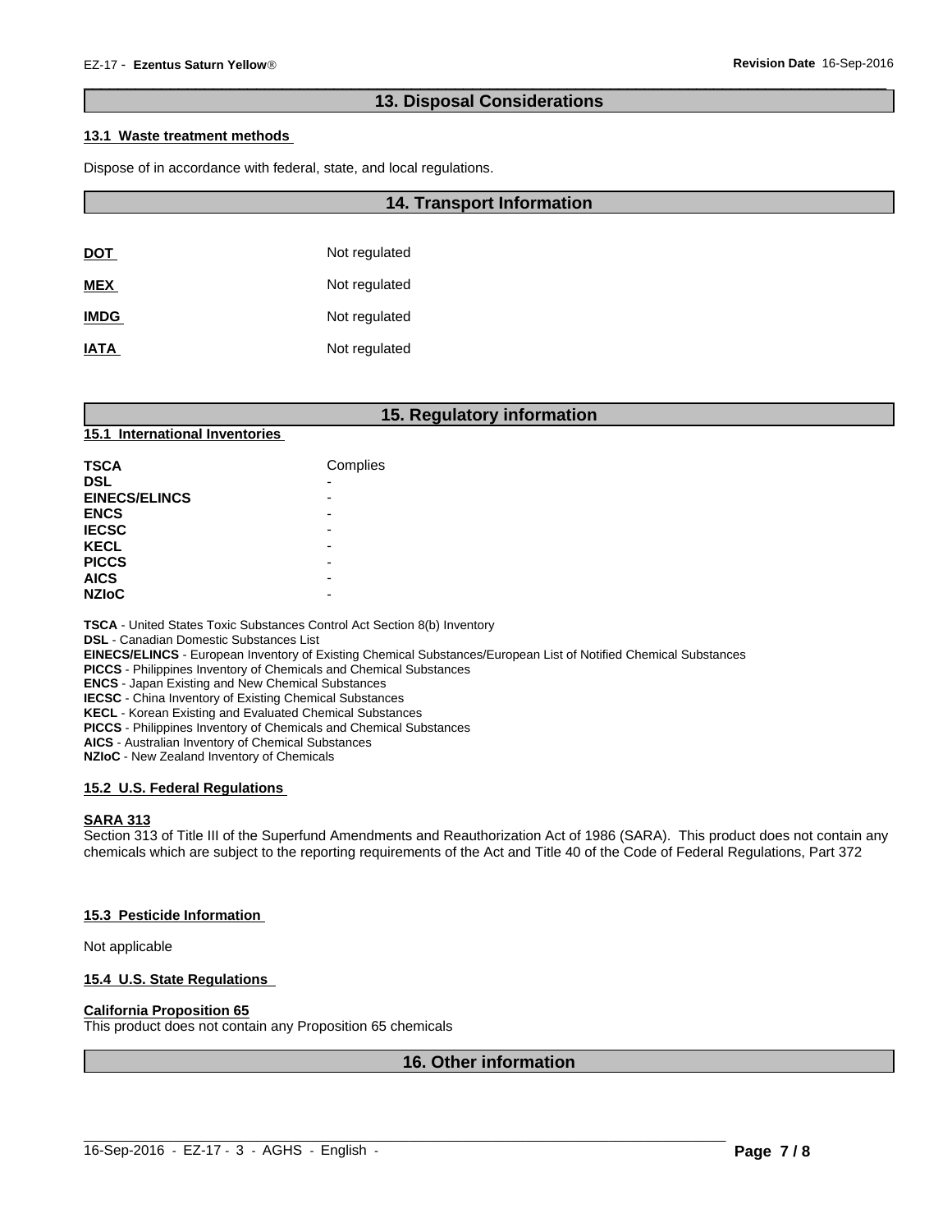## 13. Disposal Considerations

**13.1 Waste treatment methods**

Dispose of in accordance with federal, state, and local regulations.

## 14. Transport Information

| | |
|---|---|
| **DOT** | Not regulated |
| **MEX** | Not regulated |
| **IMDG** | Not regulated |
| **IATA** | Not regulated |

## 15. Regulatory information

**15.1 International Inventories**

| | |
|---|---|
| **TSCA** | Complies |
| **DSL** | - |
| **EINECS/ELINCS** | - |
| **ENCS** | - |
| **IECSC** | - |
| **KECL** | - |
| **PICCS** | - |
| **AICS** | - |
| **NZIoC** | - |

**TSCA** - United States Toxic Substances Control Act Section 8(b) Inventory
**DSL** - Canadian Domestic Substances List
**EINECS/ELINCS** - European Inventory of Existing Chemical Substances/European List of Notified Chemical Substances
**PICCS** - Philippines Inventory of Chemicals and Chemical Substances
**ENCS** - Japan Existing and New Chemical Substances
**IECSC** - China Inventory of Existing Chemical Substances
**KECL** - Korean Existing and Evaluated Chemical Substances
**PICCS** - Philippines Inventory of Chemicals and Chemical Substances
**AICS** - Australian Inventory of Chemical Substances
**NZIoC** - New Zealand Inventory of Chemicals

**15.2 U.S. Federal Regulations**

**SARA 313**
Section 313 of Title III of the Superfund Amendments and Reauthorization Act of 1986 (SARA). This product does not contain any chemicals which are subject to the reporting requirements of the Act and Title 40 of the Code of Federal Regulations, Part 372

**15.3 Pesticide Information**

Not applicable

**15.4 U.S. State Regulations**

**California Proposition 65**
This product does not contain any Proposition 65 chemicals

## 16. Other information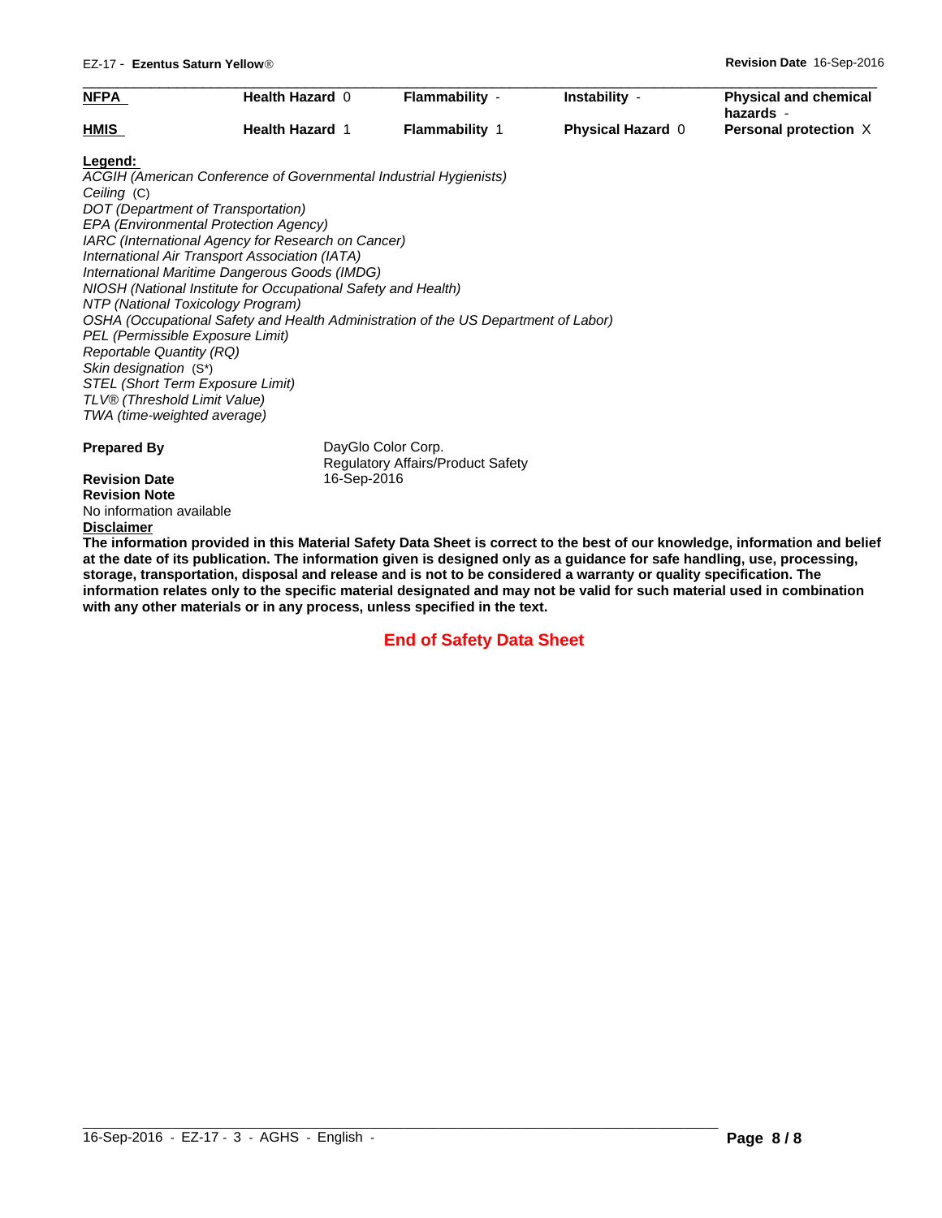| NFPA | Health Hazard 0 | Flammability - | Instability - | Physical and chemical hazards - |
| --- | --- | --- | --- | --- |
| HMIS | Health Hazard 1 | Flammability 1 | Physical Hazard 0 | Personal protection X |

**Legend:**

*ACGIH (American Conference of Governmental Industrial Hygienists)*
*Ceiling* (C)
*DOT (Department of Transportation)*
*EPA (Environmental Protection Agency)*
*IARC (International Agency for Research on Cancer)*
*International Air Transport Association (IATA)*
*International Maritime Dangerous Goods (IMDG)*
*NIOSH (National Institute for Occupational Safety and Health)*
*NTP (National Toxicology Program)*
*OSHA (Occupational Safety and Health Administration of the US Department of Labor)*
*PEL (Permissible Exposure Limit)*
*Reportable Quantity (RQ)*
*Skin designation* (S*)
*STEL (Short Term Exposure Limit)*
*TLV® (Threshold Limit Value)*
*TWA (time-weighted average)*

**Prepared By** DayGlo Color Corp.
Regulatory Affairs/Product Safety

**Revision Date** 16-Sep-2016

**Revision Note**

No information available

**Disclaimer**

**The information provided in this Material Safety Data Sheet is correct to the best of our knowledge, information and belief at the date of its publication. The information given is designed only as a guidance for safe handling, use, processing, storage, transportation, disposal and release and is not to be considered a warranty or quality specification. The information relates only to the specific material designated and may not be valid for such material used in combination with any other materials or in any process, unless specified in the text.**

**End of Safety Data Sheet**